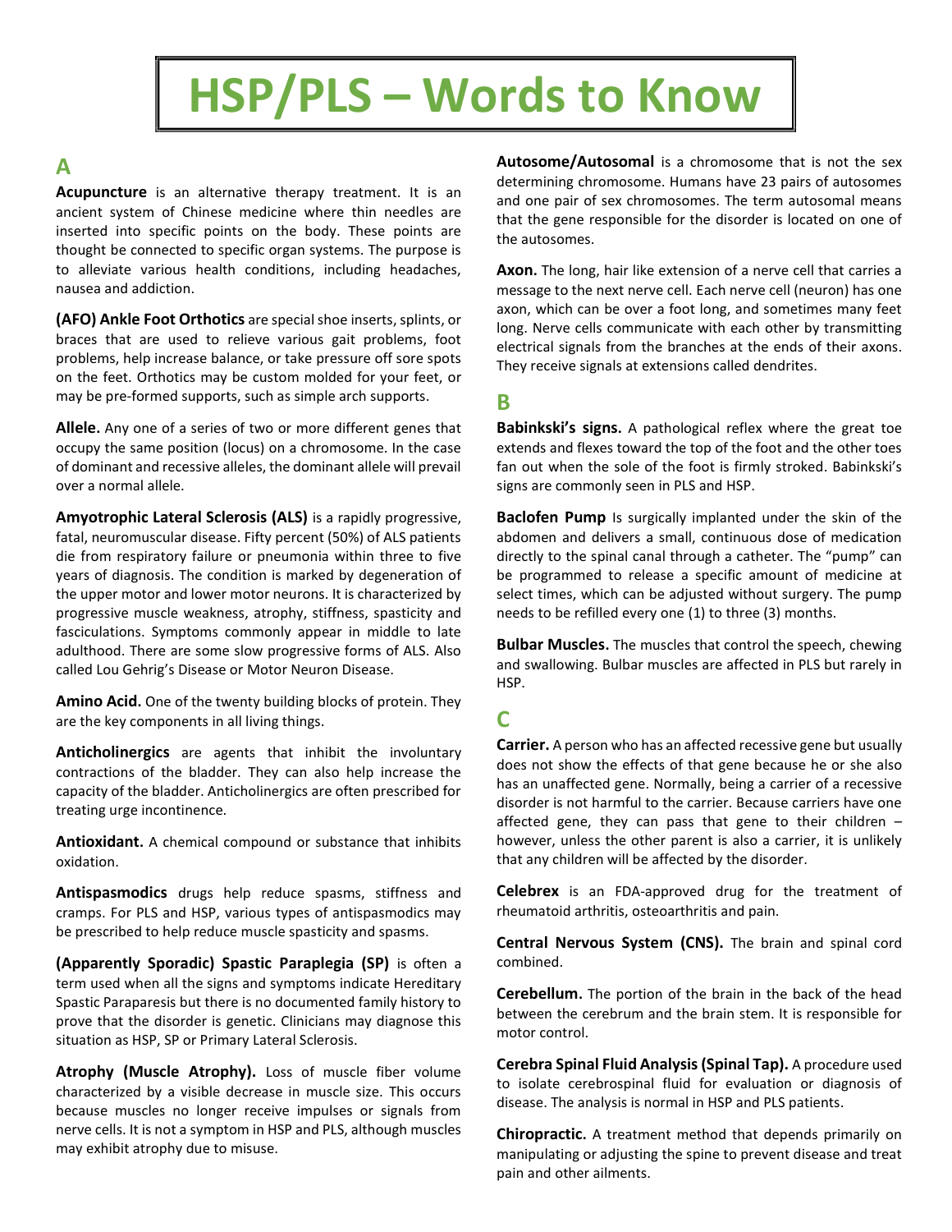# HSP/PLS – Words to Know

## A

**Acupuncture** is an alternative therapy treatment. It is an ancient system of Chinese medicine where thin needles are inserted into specific points on the body. These points are thought be connected to specific organ systems. The purpose is to alleviate various health conditions, including headaches, nausea and addiction.

**(AFO) Ankle Foot Orthotics** are special shoe inserts, splints, or braces that are used to relieve various gait problems, foot problems, help increase balance, or take pressure off sore spots on the feet. Orthotics may be custom molded for your feet, or may be pre-formed supports, such as simple arch supports.

**Allele.** Any one of a series of two or more different genes that occupy the same position (locus) on a chromosome. In the case of dominant and recessive alleles, the dominant allele will prevail over a normal allele.

**Amyotrophic Lateral Sclerosis (ALS)** is a rapidly progressive, fatal, neuromuscular disease. Fifty percent (50%) of ALS patients die from respiratory failure or pneumonia within three to five years of diagnosis. The condition is marked by degeneration of the upper motor and lower motor neurons. It is characterized by progressive muscle weakness, atrophy, stiffness, spasticity and fasciculations. Symptoms commonly appear in middle to late adulthood. There are some slow progressive forms of ALS. Also called Lou Gehrig's Disease or Motor Neuron Disease.

**Amino Acid.** One of the twenty building blocks of protein. They are the key components in all living things.

**Anticholinergics** are agents that inhibit the involuntary contractions of the bladder. They can also help increase the capacity of the bladder. Anticholinergics are often prescribed for treating urge incontinence.

**Antioxidant.** A chemical compound or substance that inhibits oxidation.

**Antispasmodics** drugs help reduce spasms, stiffness and cramps. For PLS and HSP, various types of antispasmodics may be prescribed to help reduce muscle spasticity and spasms.

**(Apparently Sporadic) Spastic Paraplegia (SP)** is often a term used when all the signs and symptoms indicate Hereditary Spastic Paraparesis but there is no documented family history to prove that the disorder is genetic. Clinicians may diagnose this situation as HSP, SP or Primary Lateral Sclerosis.

**Atrophy (Muscle Atrophy).** Loss of muscle fiber volume characterized by a visible decrease in muscle size. This occurs because muscles no longer receive impulses or signals from nerve cells. It is not a symptom in HSP and PLS, although muscles may exhibit atrophy due to misuse.

**Autosome/Autosomal** is a chromosome that is not the sex determining chromosome. Humans have 23 pairs of autosomes and one pair of sex chromosomes. The term autosomal means that the gene responsible for the disorder is located on one of the autosomes.

**Axon.** The long, hair like extension of a nerve cell that carries a message to the next nerve cell. Each nerve cell (neuron) has one axon, which can be over a foot long, and sometimes many feet long. Nerve cells communicate with each other by transmitting electrical signals from the branches at the ends of their axons. They receive signals at extensions called dendrites.

## B

**Babinkski's signs.** A pathological reflex where the great toe extends and flexes toward the top of the foot and the other toes fan out when the sole of the foot is firmly stroked. Babinkski's signs are commonly seen in PLS and HSP.

**Baclofen Pump** Is surgically implanted under the skin of the abdomen and delivers a small, continuous dose of medication directly to the spinal canal through a catheter. The "pump" can be programmed to release a specific amount of medicine at select times, which can be adjusted without surgery. The pump needs to be refilled every one (1) to three (3) months.

**Bulbar Muscles.** The muscles that control the speech, chewing and swallowing. Bulbar muscles are affected in PLS but rarely in HSP.

## C

**Carrier.** A person who has an affected recessive gene but usually does not show the effects of that gene because he or she also has an unaffected gene. Normally, being a carrier of a recessive disorder is not harmful to the carrier. Because carriers have one affected gene, they can pass that gene to their children – however, unless the other parent is also a carrier, it is unlikely that any children will be affected by the disorder.

**Celebrex** is an FDA-approved drug for the treatment of rheumatoid arthritis, osteoarthritis and pain.

**Central Nervous System (CNS).** The brain and spinal cord combined.

**Cerebellum.** The portion of the brain in the back of the head between the cerebrum and the brain stem. It is responsible for motor control.

**Cerebra Spinal Fluid Analysis (Spinal Tap).** A procedure used to isolate cerebrospinal fluid for evaluation or diagnosis of disease. The analysis is normal in HSP and PLS patients.

**Chiropractic.** A treatment method that depends primarily on manipulating or adjusting the spine to prevent disease and treat pain and other ailments.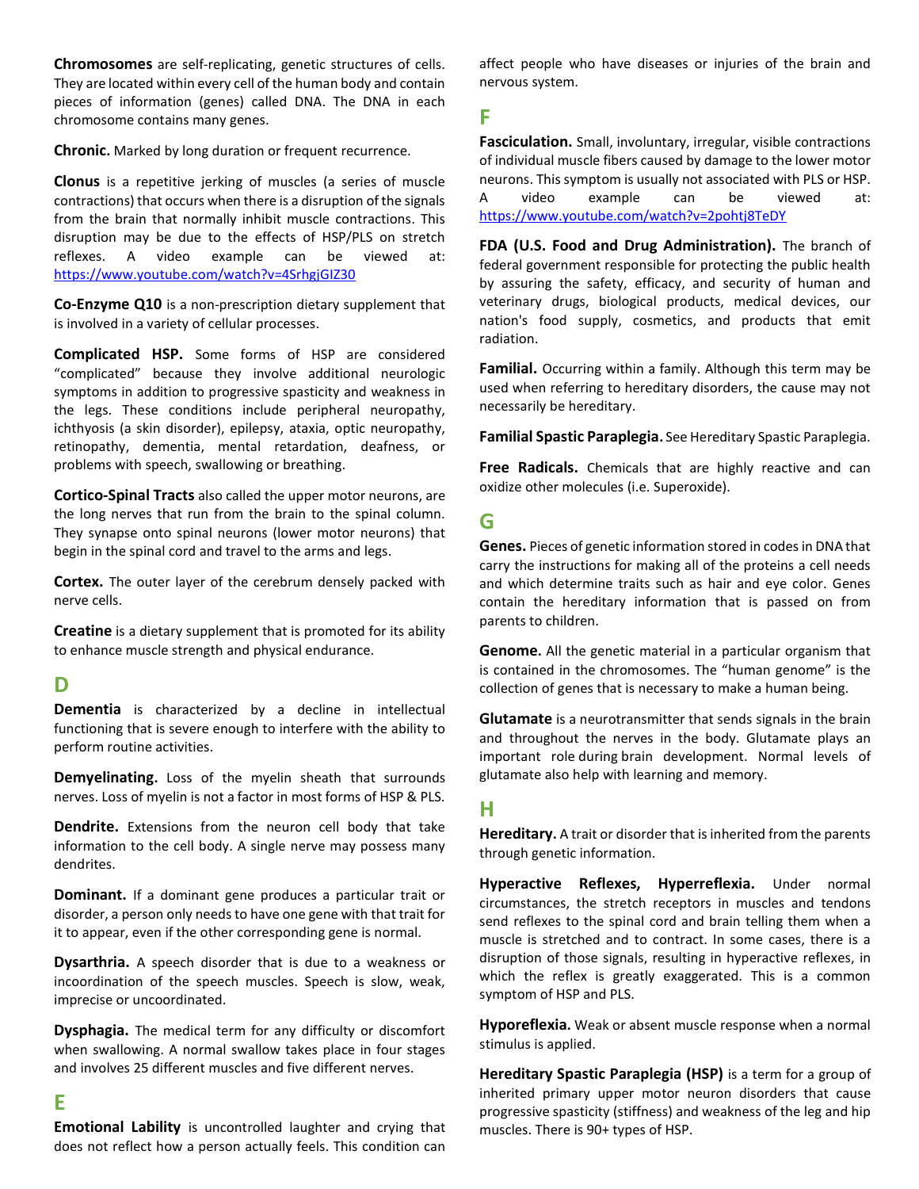**Chromosomes** are self-replicating, genetic structures of cells. They are located within every cell of the human body and contain pieces of information (genes) called DNA. The DNA in each chromosome contains many genes.

**Chronic.** Marked by long duration or frequent recurrence.

**Clonus** is a repetitive jerking of muscles (a series of muscle contractions) that occurs when there is a disruption of the signals from the brain that normally inhibit muscle contractions. This disruption may be due to the effects of HSP/PLS on stretch reflexes. A video example can be viewed at: https://www.youtube.com/watch?v=4SrhgjGIZ30

**Co-Enzyme Q10** is a non-prescription dietary supplement that is involved in a variety of cellular processes.

**Complicated HSP.** Some forms of HSP are considered "complicated" because they involve additional neurologic symptoms in addition to progressive spasticity and weakness in the legs. These conditions include peripheral neuropathy, ichthyosis (a skin disorder), epilepsy, ataxia, optic neuropathy, retinopathy, dementia, mental retardation, deafness, or problems with speech, swallowing or breathing.

**Cortico-Spinal Tracts** also called the upper motor neurons, are the long nerves that run from the brain to the spinal column. They synapse onto spinal neurons (lower motor neurons) that begin in the spinal cord and travel to the arms and legs.

**Cortex.** The outer layer of the cerebrum densely packed with nerve cells.

**Creatine** is a dietary supplement that is promoted for its ability to enhance muscle strength and physical endurance.

## D

**Dementia** is characterized by a decline in intellectual functioning that is severe enough to interfere with the ability to perform routine activities.

**Demyelinating.** Loss of the myelin sheath that surrounds nerves. Loss of myelin is not a factor in most forms of HSP & PLS.

**Dendrite.** Extensions from the neuron cell body that take information to the cell body. A single nerve may possess many dendrites.

**Dominant.** If a dominant gene produces a particular trait or disorder, a person only needs to have one gene with that trait for it to appear, even if the other corresponding gene is normal.

**Dysarthria.** A speech disorder that is due to a weakness or incoordination of the speech muscles. Speech is slow, weak, imprecise or uncoordinated.

**Dysphagia.** The medical term for any difficulty or discomfort when swallowing. A normal swallow takes place in four stages and involves 25 different muscles and five different nerves.

## E

**Emotional Lability** is uncontrolled laughter and crying that does not reflect how a person actually feels. This condition can affect people who have diseases or injuries of the brain and nervous system.

## F

**Fasciculation.** Small, involuntary, irregular, visible contractions of individual muscle fibers caused by damage to the lower motor neurons. This symptom is usually not associated with PLS or HSP. A video example can be viewed at: https://www.youtube.com/watch?v=2pohtj8TeDY

**FDA (U.S. Food and Drug Administration).** The branch of federal government responsible for protecting the public health by assuring the safety, efficacy, and security of human and veterinary drugs, biological products, medical devices, our nation's food supply, cosmetics, and products that emit radiation.

**Familial.** Occurring within a family. Although this term may be used when referring to hereditary disorders, the cause may not necessarily be hereditary.

**Familial Spastic Paraplegia.** See Hereditary Spastic Paraplegia.

**Free Radicals.** Chemicals that are highly reactive and can oxidize other molecules (i.e. Superoxide).

## G

**Genes.** Pieces of genetic information stored in codes in DNA that carry the instructions for making all of the proteins a cell needs and which determine traits such as hair and eye color. Genes contain the hereditary information that is passed on from parents to children.

**Genome.** All the genetic material in a particular organism that is contained in the chromosomes. The "human genome" is the collection of genes that is necessary to make a human being.

**Glutamate** is a neurotransmitter that sends signals in the brain and throughout the nerves in the body. Glutamate plays an important role during brain development. Normal levels of glutamate also help with learning and memory.

## H

**Hereditary.** A trait or disorder that is inherited from the parents through genetic information.

**Hyperactive Reflexes, Hyperreflexia.** Under normal circumstances, the stretch receptors in muscles and tendons send reflexes to the spinal cord and brain telling them when a muscle is stretched and to contract. In some cases, there is a disruption of those signals, resulting in hyperactive reflexes, in which the reflex is greatly exaggerated. This is a common symptom of HSP and PLS.

**Hyporeflexia.** Weak or absent muscle response when a normal stimulus is applied.

**Hereditary Spastic Paraplegia (HSP)** is a term for a group of inherited primary upper motor neuron disorders that cause progressive spasticity (stiffness) and weakness of the leg and hip muscles. There is 90+ types of HSP.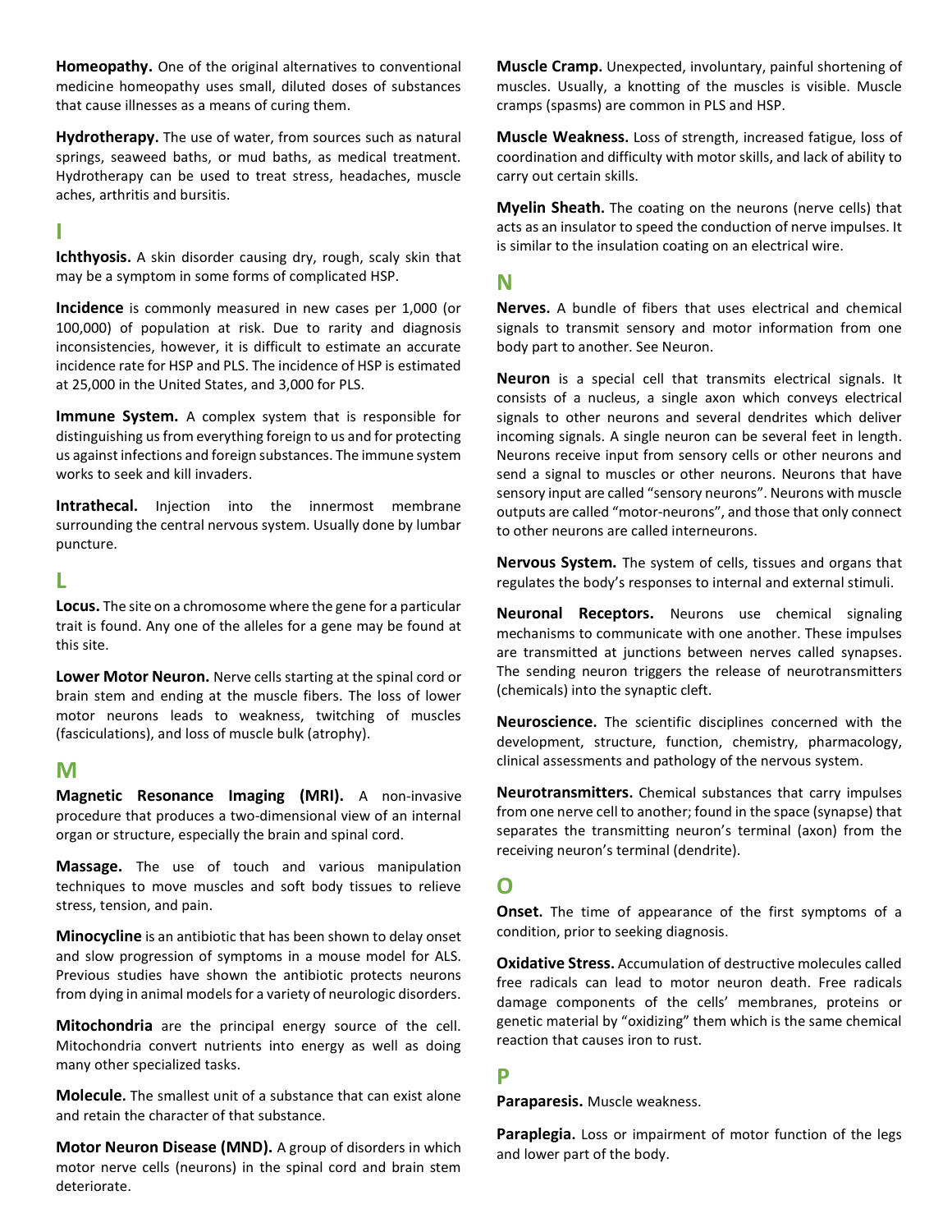**Homeopathy.** One of the original alternatives to conventional medicine homeopathy uses small, diluted doses of substances that cause illnesses as a means of curing them.

**Hydrotherapy.** The use of water, from sources such as natural springs, seaweed baths, or mud baths, as medical treatment. Hydrotherapy can be used to treat stress, headaches, muscle aches, arthritis and bursitis.

## I

**Ichthyosis.** A skin disorder causing dry, rough, scaly skin that may be a symptom in some forms of complicated HSP.

**Incidence** is commonly measured in new cases per 1,000 (or 100,000) of population at risk. Due to rarity and diagnosis inconsistencies, however, it is difficult to estimate an accurate incidence rate for HSP and PLS. The incidence of HSP is estimated at 25,000 in the United States, and 3,000 for PLS.

**Immune System.** A complex system that is responsible for distinguishing us from everything foreign to us and for protecting us against infections and foreign substances. The immune system works to seek and kill invaders.

**Intrathecal.** Injection into the innermost membrane surrounding the central nervous system. Usually done by lumbar puncture.

## L

**Locus.** The site on a chromosome where the gene for a particular trait is found. Any one of the alleles for a gene may be found at this site.

**Lower Motor Neuron.** Nerve cells starting at the spinal cord or brain stem and ending at the muscle fibers. The loss of lower motor neurons leads to weakness, twitching of muscles (fasciculations), and loss of muscle bulk (atrophy).

## M

**Magnetic Resonance Imaging (MRI).** A non-invasive procedure that produces a two-dimensional view of an internal organ or structure, especially the brain and spinal cord.

**Massage.** The use of touch and various manipulation techniques to move muscles and soft body tissues to relieve stress, tension, and pain.

**Minocycline** is an antibiotic that has been shown to delay onset and slow progression of symptoms in a mouse model for ALS. Previous studies have shown the antibiotic protects neurons from dying in animal models for a variety of neurologic disorders.

**Mitochondria** are the principal energy source of the cell. Mitochondria convert nutrients into energy as well as doing many other specialized tasks.

**Molecule.** The smallest unit of a substance that can exist alone and retain the character of that substance.

**Motor Neuron Disease (MND).** A group of disorders in which motor nerve cells (neurons) in the spinal cord and brain stem deteriorate.

**Muscle Cramp.** Unexpected, involuntary, painful shortening of muscles. Usually, a knotting of the muscles is visible. Muscle cramps (spasms) are common in PLS and HSP.

**Muscle Weakness.** Loss of strength, increased fatigue, loss of coordination and difficulty with motor skills, and lack of ability to carry out certain skills.

**Myelin Sheath.** The coating on the neurons (nerve cells) that acts as an insulator to speed the conduction of nerve impulses. It is similar to the insulation coating on an electrical wire.

## N

**Nerves.** A bundle of fibers that uses electrical and chemical signals to transmit sensory and motor information from one body part to another. See Neuron.

**Neuron** is a special cell that transmits electrical signals. It consists of a nucleus, a single axon which conveys electrical signals to other neurons and several dendrites which deliver incoming signals. A single neuron can be several feet in length. Neurons receive input from sensory cells or other neurons and send a signal to muscles or other neurons. Neurons that have sensory input are called "sensory neurons". Neurons with muscle outputs are called "motor-neurons", and those that only connect to other neurons are called interneurons.

**Nervous System.** The system of cells, tissues and organs that regulates the body's responses to internal and external stimuli.

**Neuronal Receptors.** Neurons use chemical signaling mechanisms to communicate with one another. These impulses are transmitted at junctions between nerves called synapses. The sending neuron triggers the release of neurotransmitters (chemicals) into the synaptic cleft.

**Neuroscience.** The scientific disciplines concerned with the development, structure, function, chemistry, pharmacology, clinical assessments and pathology of the nervous system.

**Neurotransmitters.** Chemical substances that carry impulses from one nerve cell to another; found in the space (synapse) that separates the transmitting neuron's terminal (axon) from the receiving neuron's terminal (dendrite).

## O

**Onset.** The time of appearance of the first symptoms of a condition, prior to seeking diagnosis.

**Oxidative Stress.** Accumulation of destructive molecules called free radicals can lead to motor neuron death. Free radicals damage components of the cells' membranes, proteins or genetic material by "oxidizing" them which is the same chemical reaction that causes iron to rust.

## P

**Paraparesis.** Muscle weakness.

**Paraplegia.** Loss or impairment of motor function of the legs and lower part of the body.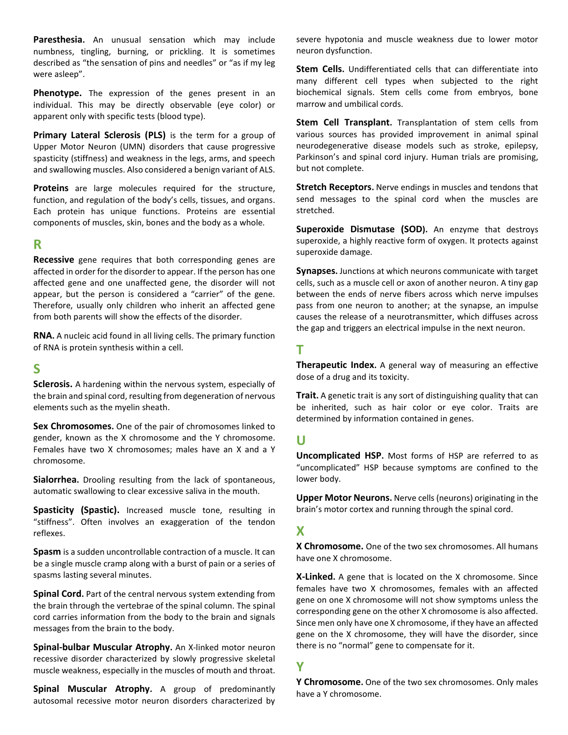**Paresthesia.** An unusual sensation which may include numbness, tingling, burning, or prickling. It is sometimes described as "the sensation of pins and needles" or "as if my leg were asleep".

**Phenotype.** The expression of the genes present in an individual. This may be directly observable (eye color) or apparent only with specific tests (blood type).

**Primary Lateral Sclerosis (PLS)** is the term for a group of Upper Motor Neuron (UMN) disorders that cause progressive spasticity (stiffness) and weakness in the legs, arms, and speech and swallowing muscles. Also considered a benign variant of ALS.

**Proteins** are large molecules required for the structure, function, and regulation of the body's cells, tissues, and organs. Each protein has unique functions. Proteins are essential components of muscles, skin, bones and the body as a whole.

## R

**Recessive** gene requires that both corresponding genes are affected in order for the disorder to appear. If the person has one affected gene and one unaffected gene, the disorder will not appear, but the person is considered a "carrier" of the gene. Therefore, usually only children who inherit an affected gene from both parents will show the effects of the disorder.

**RNA.** A nucleic acid found in all living cells. The primary function of RNA is protein synthesis within a cell.

## S

**Sclerosis.** A hardening within the nervous system, especially of the brain and spinal cord, resulting from degeneration of nervous elements such as the myelin sheath.

**Sex Chromosomes.** One of the pair of chromosomes linked to gender, known as the X chromosome and the Y chromosome. Females have two X chromosomes; males have an X and a Y chromosome.

**Sialorrhea.** Drooling resulting from the lack of spontaneous, automatic swallowing to clear excessive saliva in the mouth.

**Spasticity (Spastic).** Increased muscle tone, resulting in "stiffness". Often involves an exaggeration of the tendon reflexes.

**Spasm** is a sudden uncontrollable contraction of a muscle. It can be a single muscle cramp along with a burst of pain or a series of spasms lasting several minutes.

**Spinal Cord.** Part of the central nervous system extending from the brain through the vertebrae of the spinal column. The spinal cord carries information from the body to the brain and signals messages from the brain to the body.

**Spinal-bulbar Muscular Atrophy.** An X-linked motor neuron recessive disorder characterized by slowly progressive skeletal muscle weakness, especially in the muscles of mouth and throat.

**Spinal Muscular Atrophy.** A group of predominantly autosomal recessive motor neuron disorders characterized by severe hypotonia and muscle weakness due to lower motor neuron dysfunction.

**Stem Cells.** Undifferentiated cells that can differentiate into many different cell types when subjected to the right biochemical signals. Stem cells come from embryos, bone marrow and umbilical cords.

**Stem Cell Transplant.** Transplantation of stem cells from various sources has provided improvement in animal spinal neurodegenerative disease models such as stroke, epilepsy, Parkinson's and spinal cord injury. Human trials are promising, but not complete.

**Stretch Receptors.** Nerve endings in muscles and tendons that send messages to the spinal cord when the muscles are stretched.

**Superoxide Dismutase (SOD).** An enzyme that destroys superoxide, a highly reactive form of oxygen. It protects against superoxide damage.

**Synapses.** Junctions at which neurons communicate with target cells, such as a muscle cell or axon of another neuron. A tiny gap between the ends of nerve fibers across which nerve impulses pass from one neuron to another; at the synapse, an impulse causes the release of a neurotransmitter, which diffuses across the gap and triggers an electrical impulse in the next neuron.

## T

**Therapeutic Index.** A general way of measuring an effective dose of a drug and its toxicity.

**Trait.** A genetic trait is any sort of distinguishing quality that can be inherited, such as hair color or eye color. Traits are determined by information contained in genes.

## U

**Uncomplicated HSP.** Most forms of HSP are referred to as "uncomplicated" HSP because symptoms are confined to the lower body.

**Upper Motor Neurons.** Nerve cells (neurons) originating in the brain's motor cortex and running through the spinal cord.

## X

**X Chromosome.** One of the two sex chromosomes. All humans have one X chromosome.

**X-Linked.** A gene that is located on the X chromosome. Since females have two X chromosomes, females with an affected gene on one X chromosome will not show symptoms unless the corresponding gene on the other X chromosome is also affected. Since men only have one X chromosome, if they have an affected gene on the X chromosome, they will have the disorder, since there is no "normal" gene to compensate for it.

## Y

**Y Chromosome.** One of the two sex chromosomes. Only males have a Y chromosome.